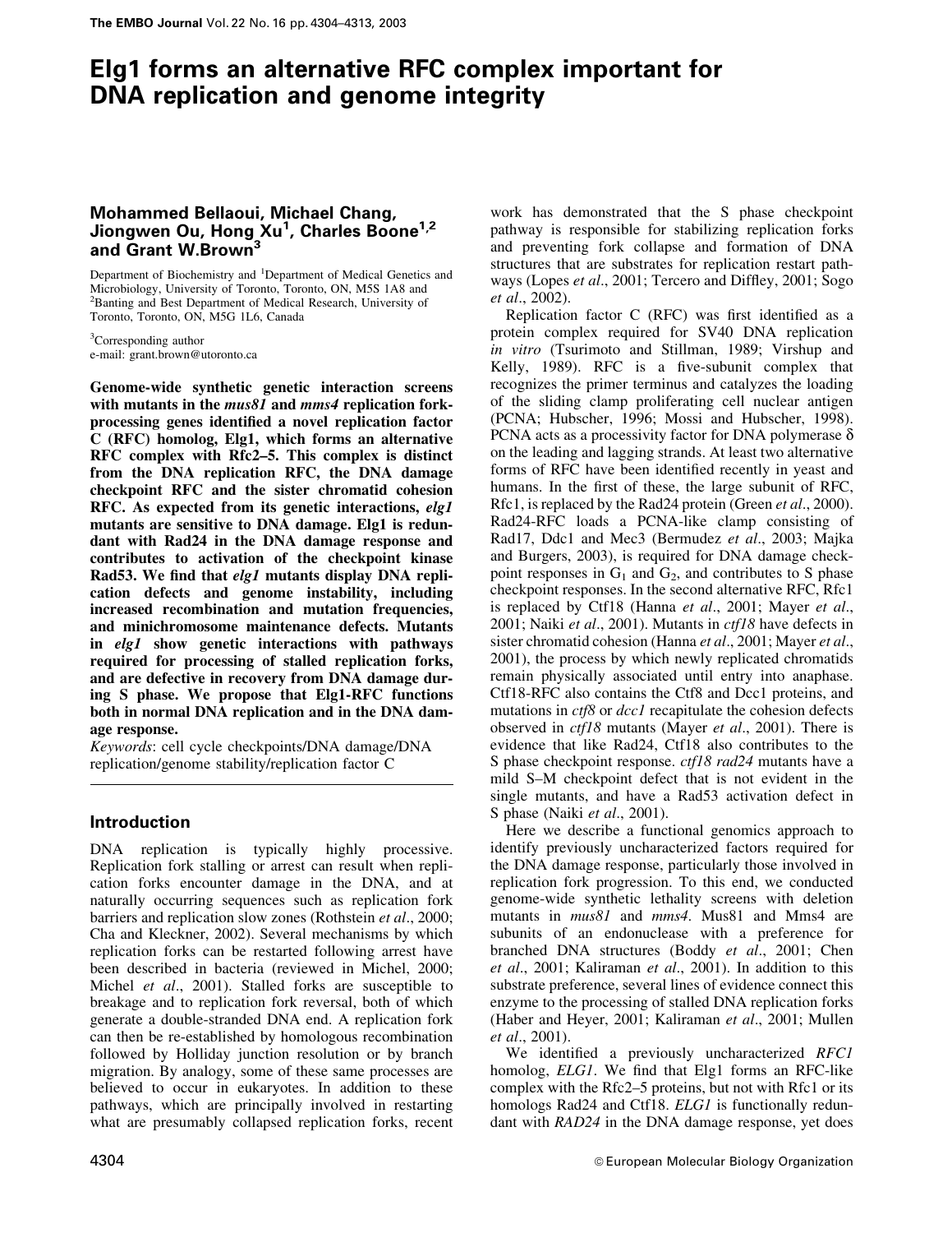# Elg1 forms an alternative RFC complex important for DNA replication and genome integrity

**Mohammed Bellaoui, Michael Chang, Jiongwen Ou, Hong Xu[1], Charles Boone[1,2] and Grant W.Brown[3]**

Department of Biochemistry and [1]Department of Medical Genetics and Microbiology, University of Toronto, Toronto, ON, M5S 1A8 and [2]Banting and Best Department of Medical Research, University of Toronto, Toronto, ON, M5G 1L6, Canada

[3]Corresponding author
e-mail: grant.brown@utoronto.ca

**Genome-wide synthetic genetic interaction screens with mutants in the *mus81* and *mms4* replication fork-processing genes identified a novel replication factor C (RFC) homolog, Elg1, which forms an alternative RFC complex with Rfc2–5. This complex is distinct from the DNA replication RFC, the DNA damage checkpoint RFC and the sister chromatid cohesion RFC. As expected from its genetic interactions, *elg1* mutants are sensitive to DNA damage. Elg1 is redundant with Rad24 in the DNA damage response and contributes to activation of the checkpoint kinase Rad53. We find that *elg1* mutants display DNA replication defects and genome instability, including increased recombination and mutation frequencies, and minichromosome maintenance defects. Mutants in *elg1* show genetic interactions with pathways required for processing of stalled replication forks, and are defective in recovery from DNA damage during S phase. We propose that Elg1-RFC functions both in normal DNA replication and in the DNA damage response.**

*Keywords*: cell cycle checkpoints/DNA damage/DNA replication/genome stability/replication factor C

## Introduction

DNA replication is typically highly processive. Replication fork stalling or arrest can result when replication forks encounter damage in the DNA, and at naturally occurring sequences such as replication fork barriers and replication slow zones (Rothstein *et al*., 2000; Cha and Kleckner, 2002). Several mechanisms by which replication forks can be restarted following arrest have been described in bacteria (reviewed in Michel, 2000; Michel *et al*., 2001). Stalled forks are susceptible to breakage and to replication fork reversal, both of which generate a double-stranded DNA end. A replication fork can then be re-established by homologous recombination followed by Holliday junction resolution or by branch migration. By analogy, some of these same processes are believed to occur in eukaryotes. In addition to these pathways, which are principally involved in restarting what are presumably collapsed replication forks, recent work has demonstrated that the S phase checkpoint pathway is responsible for stabilizing replication forks and preventing fork collapse and formation of DNA structures that are substrates for replication restart pathways (Lopes *et al*., 2001; Tercero and Diffley, 2001; Sogo *et al*., 2002).

Replication factor C (RFC) was first identified as a protein complex required for SV40 DNA replication *in vitro* (Tsurimoto and Stillman, 1989; Virshup and Kelly, 1989). RFC is a five-subunit complex that recognizes the primer terminus and catalyzes the loading of the sliding clamp proliferating cell nuclear antigen (PCNA; Hubscher, 1996; Mossi and Hubscher, 1998). PCNA acts as a processivity factor for DNA polymerase δ on the leading and lagging strands. At least two alternative forms of RFC have been identified recently in yeast and humans. In the first of these, the large subunit of RFC, Rfc1, is replaced by the Rad24 protein (Green *et al*., 2000). Rad24-RFC loads a PCNA-like clamp consisting of Rad17, Ddc1 and Mec3 (Bermudez *et al*., 2003; Majka and Burgers, 2003), is required for DNA damage checkpoint responses in $G_1$ and $G_2$, and contributes to S phase checkpoint responses. In the second alternative RFC, Rfc1 is replaced by Ctf18 (Hanna *et al*., 2001; Mayer *et al*., 2001; Naiki *et al*., 2001). Mutants in *ctf18* have defects in sister chromatid cohesion (Hanna *et al*., 2001; Mayer *et al*., 2001), the process by which newly replicated chromatids remain physically associated until entry into anaphase. Ctf18-RFC also contains the Ctf8 and Dcc1 proteins, and mutations in *ctf8* or *dcc1* recapitulate the cohesion defects observed in *ctf18* mutants (Mayer *et al*., 2001). There is evidence that like Rad24, Ctf18 also contributes to the S phase checkpoint response. *ctf18 rad24* mutants have a mild S–M checkpoint defect that is not evident in the single mutants, and have a Rad53 activation defect in S phase (Naiki *et al*., 2001).

Here we describe a functional genomics approach to identify previously uncharacterized factors required for the DNA damage response, particularly those involved in replication fork progression. To this end, we conducted genome-wide synthetic lethality screens with deletion mutants in *mus81* and *mms4*. Mus81 and Mms4 are subunits of an endonuclease with a preference for branched DNA structures (Boddy *et al*., 2001; Chen *et al*., 2001; Kaliraman *et al*., 2001). In addition to this substrate preference, several lines of evidence connect this enzyme to the processing of stalled DNA replication forks (Haber and Heyer, 2001; Kaliraman *et al*., 2001; Mullen *et al*., 2001).

We identified a previously uncharacterized *RFC1* homolog, *ELG1*. We find that Elg1 forms an RFC-like complex with the Rfc2–5 proteins, but not with Rfc1 or its homologs Rad24 and Ctf18. *ELG1* is functionally redundant with *RAD24* in the DNA damage response, yet does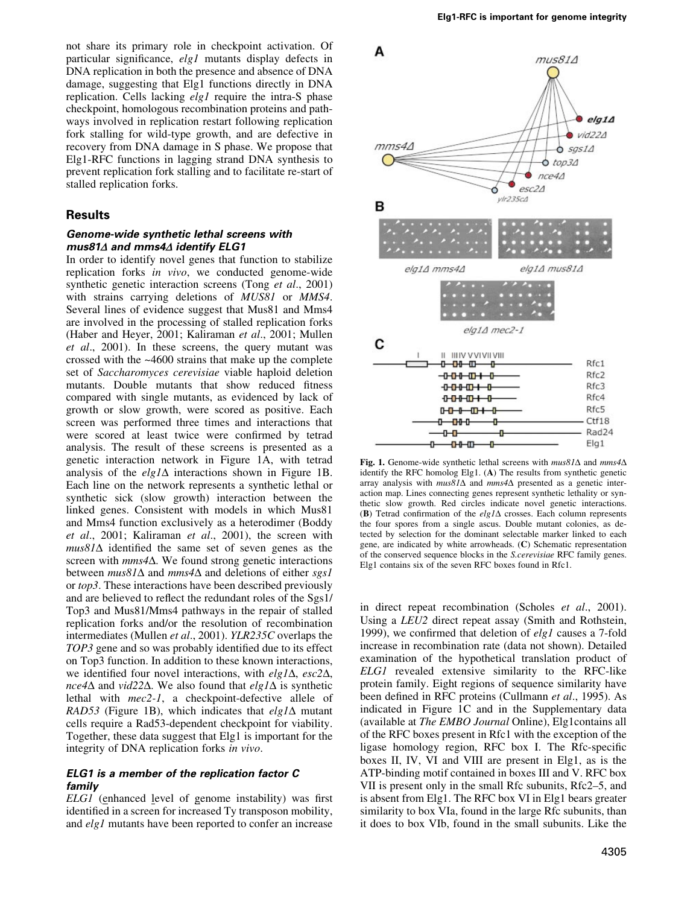not share its primary role in checkpoint activation. Of particular significance, *elg1* mutants display defects in DNA replication in both the presence and absence of DNA damage, suggesting that Elg1 functions directly in DNA replication. Cells lacking *elg1* require the intra-S phase checkpoint, homologous recombination proteins and pathways involved in replication restart following replication fork stalling for wild-type growth, and are defective in recovery from DNA damage in S phase. We propose that Elg1-RFC functions in lagging strand DNA synthesis to prevent replication fork stalling and to facilitate re-start of stalled replication forks.

## Results

### Genome-wide synthetic lethal screens with *mus81Δ* and *mms4Δ* identify *ELG1*

In order to identify novel genes that function to stabilize replication forks *in vivo*, we conducted genome-wide synthetic genetic interaction screens (Tong *et al*., 2001) with strains carrying deletions of *MUS81* or *MMS4*. Several lines of evidence suggest that Mus81 and Mms4 are involved in the processing of stalled replication forks (Haber and Heyer, 2001; Kaliraman *et al*., 2001; Mullen *et al*., 2001). In these screens, the query mutant was crossed with the ~4600 strains that make up the complete set of *Saccharomyces cerevisiae* viable haploid deletion mutants. Double mutants that show reduced fitness compared with single mutants, as evidenced by lack of growth or slow growth, were scored as positive. Each screen was performed three times and interactions that were scored at least twice were confirmed by tetrad analysis. The result of these screens is presented as a genetic interaction network in Figure 1A, with tetrad analysis of the *elg1Δ* interactions shown in Figure 1B. Each line on the network represents a synthetic lethal or synthetic sick (slow growth) interaction between the linked genes. Consistent with models in which Mus81 and Mms4 function exclusively as a heterodimer (Boddy *et al*., 2001; Kaliraman *et al*., 2001), the screen with *mus81Δ* identified the same set of seven genes as the screen with *mms4Δ*. We found strong genetic interactions between *mus81Δ* and *mms4Δ* and deletions of either *sgs1* or *top3*. These interactions have been described previously and are believed to reflect the redundant roles of the Sgs1/Top3 and Mus81/Mms4 pathways in the repair of stalled replication forks and/or the resolution of recombination intermediates (Mullen *et al*., 2001). *YLR235C* overlaps the *TOP3* gene and so was probably identified due to its effect on Top3 function. In addition to these known interactions, we identified four novel interactions, with *elg1Δ*, *esc2Δ*, *nce4Δ* and *vid22Δ*. We also found that *elg1Δ* is synthetic lethal with *mec2-1*, a checkpoint-defective allele of *RAD53* (Figure 1B), which indicates that *elg1Δ* mutant cells require a Rad53-dependent checkpoint for viability. Together, these data suggest that Elg1 is important for the integrity of DNA replication forks *in vivo*.

### *ELG1* is a member of the replication factor C family

*ELG1* (enhanced level of genome instability) was first identified in a screen for increased Ty transposon mobility, and *elg1* mutants have been reported to confer an increase in direct repeat recombination (Scholes *et al*., 2001). Using a *LEU2* direct repeat assay (Smith and Rothstein, 1999), we confirmed that deletion of *elg1* causes a 7-fold increase in recombination rate (data not shown). Detailed examination of the hypothetical translation product of *ELG1* revealed extensive similarity to the RFC-like protein family. Eight regions of sequence similarity have been defined in RFC proteins (Cullmann *et al*., 1995). As indicated in Figure 1C and in the Supplementary data (available at *The EMBO Journal* Online), Elg1contains all of the RFC boxes present in Rfc1 with the exception of the ligase homology region, RFC box I. The Rfc-specific boxes II, IV, VI and VIII are present in Elg1, as is the ATP-binding motif contained in boxes III and V. RFC box VII is present only in the small Rfc subunits, Rfc2–5, and is absent from Elg1. The RFC box VI in Elg1 bears greater similarity to box VIa, found in the large Rfc subunits, than it does to box VIb, found in the small subunits. Like the

**Fig. 1.** Genome-wide synthetic lethal screens with *mus81Δ* and *mms4Δ* identify the RFC homolog Elg1. (**A**) The results from synthetic genetic array analysis with *mus81Δ* and *mms4Δ* presented as a genetic interaction map. Lines connecting genes represent synthetic lethality or synthetic slow growth. Red circles indicate novel genetic interactions. (**B**) Tetrad confirmation of the *elg1Δ* crosses. Each column represents the four spores from a single ascus. Double mutant colonies, as detected by selection for the dominant selectable marker linked to each gene, are indicated by white arrowheads. (**C**) Schematic representation of the conserved sequence blocks in the *S.cerevisiae* RFC family genes. Elg1 contains six of the seven RFC boxes found in Rfc1.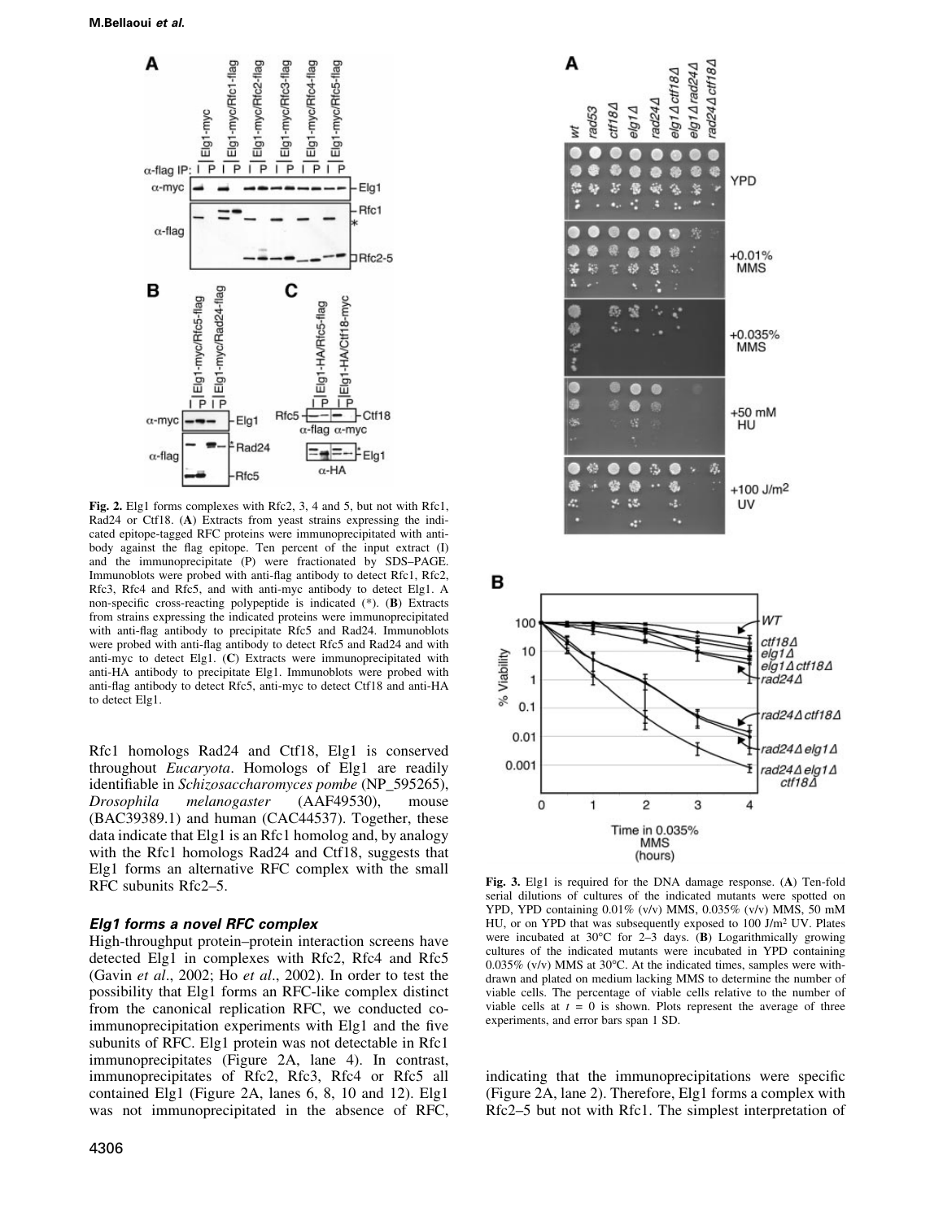Fig. 2. Elg1 forms complexes with Rfc2, 3, 4 and 5, but not with Rfc1, Rad24 or Ctf18. (**A**) Extracts from yeast strains expressing the indicated epitope-tagged RFC proteins were immunoprecipitated with antibody against the flag epitope. Ten percent of the input extract (I) and the immunoprecipitate (P) were fractionated by SDS–PAGE. Immunoblots were probed with anti-flag antibody to detect Rfc1, Rfc2, Rfc3, Rfc4 and Rfc5, and with anti-myc antibody to detect Elg1. A non-specific cross-reacting polypeptide is indicated (*). (**B**) Extracts from strains expressing the indicated proteins were immunoprecipitated with anti-flag antibody to precipitate Rfc5 and Rad24. Immunoblots were probed with anti-flag antibody to detect Rfc5 and Rad24 and with anti-myc to detect Elg1. (**C**) Extracts were immunoprecipitated with anti-HA antibody to precipitate Elg1. Immunoblots were probed with anti-flag antibody to detect Rfc5, anti-myc to detect Ctf18 and anti-HA to detect Elg1.

Fig. 3. Elg1 is required for the DNA damage response. (**A**) Ten-fold serial dilutions of cultures of the indicated mutants were spotted on YPD, YPD containing 0.01% (v/v) MMS, 0.035% (v/v) MMS, 50 mM HU, or on YPD that was subsequently exposed to 100 J/m$^2$ UV. Plates were incubated at 30°C for 2–3 days. (**B**) Logarithmically growing cultures of the indicated mutants were incubated in YPD containing 0.035% (v/v) MMS at 30°C. At the indicated times, samples were withdrawn and plated on medium lacking MMS to determine the number of viable cells. The percentage of viable cells relative to the number of viable cells at $t = 0$ is shown. Plots represent the average of three experiments, and error bars span 1 SD.

Rfc1 homologs Rad24 and Ctf18, Elg1 is conserved throughout *Eucaryota*. Homologs of Elg1 are readily identifiable in *Schizosaccharomyces pombe* (NP_595265), *Drosophila melanogaster* (AAF49530), mouse (BAC39389.1) and human (CAC44537). Together, these data indicate that Elg1 is an Rfc1 homolog and, by analogy with the Rfc1 homologs Rad24 and Ctf18, suggests that Elg1 forms an alternative RFC complex with the small RFC subunits Rfc2–5.

### *Elg1 forms a novel RFC complex*

High-throughput protein–protein interaction screens have detected Elg1 in complexes with Rfc2, Rfc4 and Rfc5 (Gavin *et al*., 2002; Ho *et al*., 2002). In order to test the possibility that Elg1 forms an RFC-like complex distinct from the canonical replication RFC, we conducted co-immunoprecipitation experiments with Elg1 and the five subunits of RFC. Elg1 protein was not detectable in Rfc1 immunoprecipitates (Figure 2A, lane 4). In contrast, immunoprecipitates of Rfc2, Rfc3, Rfc4 or Rfc5 all contained Elg1 (Figure 2A, lanes 6, 8, 10 and 12). Elg1 was not immunoprecipitated in the absence of RFC, indicating that the immunoprecipitations were specific (Figure 2A, lane 2). Therefore, Elg1 forms a complex with Rfc2–5 but not with Rfc1. The simplest interpretation of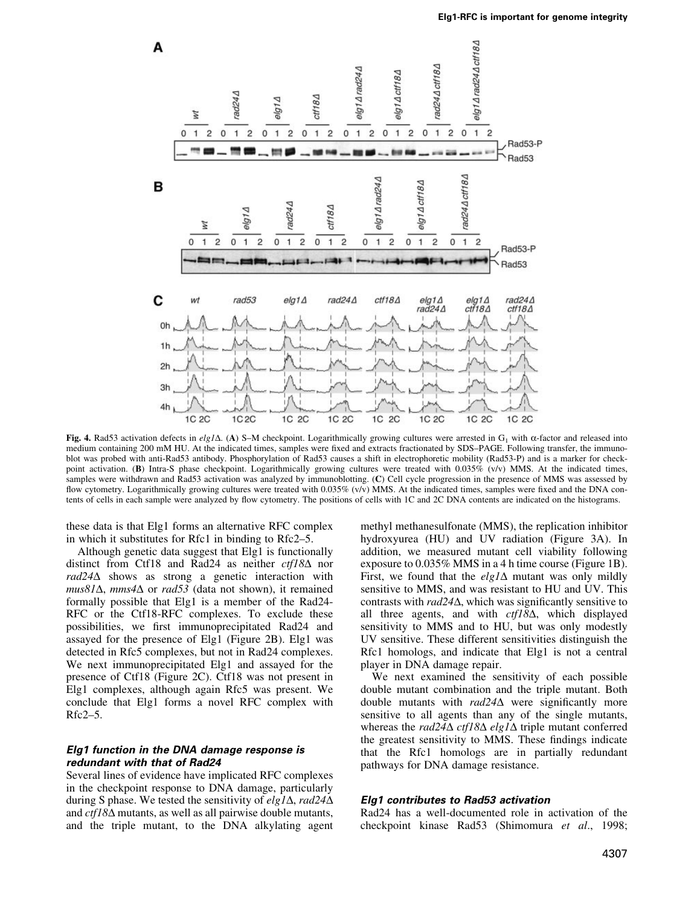**Fig. 4.** Rad53 activation defects in *elg1*Δ. (**A**) S–M checkpoint. Logarithmically growing cultures were arrested in $G_1$ with α-factor and released into medium containing 200 mM HU. At the indicated times, samples were fixed and extracts fractionated by SDS–PAGE. Following transfer, the immunoblot was probed with anti-Rad53 antibody. Phosphorylation of Rad53 causes a shift in electrophoretic mobility (Rad53-P) and is a marker for checkpoint activation. (**B**) Intra-S phase checkpoint. Logarithmically growing cultures were treated with 0.035% (v/v) MMS. At the indicated times, samples were withdrawn and Rad53 activation was analyzed by immunoblotting. (**C**) Cell cycle progression in the presence of MMS was assessed by flow cytometry. Logarithmically growing cultures were treated with 0.035% (v/v) MMS. At the indicated times, samples were fixed and the DNA contents of cells in each sample were analyzed by flow cytometry. The positions of cells with 1C and 2C DNA contents are indicated on the histograms.

these data is that Elg1 forms an alternative RFC complex in which it substitutes for Rfc1 in binding to Rfc2–5.

Although genetic data suggest that Elg1 is functionally distinct from Ctf18 and Rad24 as neither *ctf18*Δ nor *rad24*Δ shows as strong a genetic interaction with *mus81*Δ, *mms4*Δ or *rad53* (data not shown), it remained formally possible that Elg1 is a member of the Rad24-RFC or the Ctf18-RFC complexes. To exclude these possibilities, we first immunoprecipitated Rad24 and assayed for the presence of Elg1 (Figure 2B). Elg1 was detected in Rfc5 complexes, but not in Rad24 complexes. We next immunoprecipitated Elg1 and assayed for the presence of Ctf18 (Figure 2C). Ctf18 was not present in Elg1 complexes, although again Rfc5 was present. We conclude that Elg1 forms a novel RFC complex with Rfc2–5.

### *Elg1 function in the DNA damage response is redundant with that of Rad24*

Several lines of evidence have implicated RFC complexes in the checkpoint response to DNA damage, particularly during S phase. We tested the sensitivity of *elg1*Δ, *rad24*Δ and *ctf18*Δ mutants, as well as all pairwise double mutants, and the triple mutant, to the DNA alkylating agent methyl methanesulfonate (MMS), the replication inhibitor hydroxyurea (HU) and UV radiation (Figure 3A). In addition, we measured mutant cell viability following exposure to 0.035% MMS in a 4 h time course (Figure 1B). First, we found that the *elg1*Δ mutant was only mildly sensitive to MMS, and was resistant to HU and UV. This contrasts with *rad24*Δ, which was significantly sensitive to all three agents, and with *ctf18*Δ, which displayed sensitivity to MMS and to HU, but was only modestly UV sensitive. These different sensitivities distinguish the Rfc1 homologs, and indicate that Elg1 is not a central player in DNA damage repair.

We next examined the sensitivity of each possible double mutant combination and the triple mutant. Both double mutants with *rad24*Δ were significantly more sensitive to all agents than any of the single mutants, whereas the *rad24*Δ *ctf18*Δ *elg1*Δ triple mutant conferred the greatest sensitivity to MMS. These findings indicate that the Rfc1 homologs are in partially redundant pathways for DNA damage resistance.

### *Elg1 contributes to Rad53 activation*

Rad24 has a well-documented role in activation of the checkpoint kinase Rad53 (Shimomura *et al*., 1998;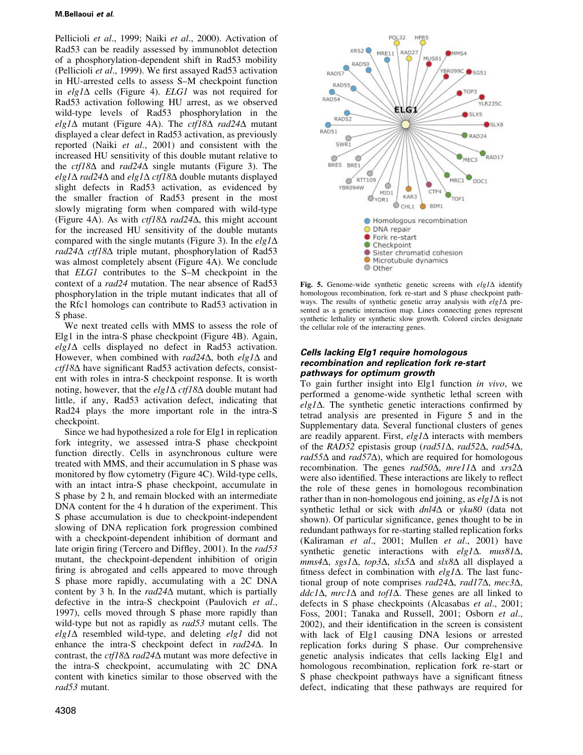Pellicioli *et al*., 1999; Naiki *et al*., 2000). Activation of Rad53 can be readily assessed by immunoblot detection of a phosphorylation-dependent shift in Rad53 mobility (Pellicioli *et al*., 1999). We first assayed Rad53 activation in HU-arrested cells to assess S–M checkpoint function in *elg1*Δ cells (Figure 4). *ELG1* was not required for Rad53 activation following HU arrest, as we observed wild-type levels of Rad53 phosphorylation in the *elg1*Δ mutant (Figure 4A). The *ctf18*Δ *rad24*Δ mutant displayed a clear defect in Rad53 activation, as previously reported (Naiki *et al*., 2001) and consistent with the increased HU sensitivity of this double mutant relative to the *ctf18*Δ and *rad24*Δ single mutants (Figure 3). The *elg1*Δ *rad24*Δ and *elg1*Δ *ctf18*Δ double mutants displayed slight defects in Rad53 activation, as evidenced by the smaller fraction of Rad53 present in the most slowly migrating form when compared with wild-type (Figure 4A). As with *ctf18*Δ *rad24*Δ, this might account for the increased HU sensitivity of the double mutants compared with the single mutants (Figure 3). In the *elg1*Δ *rad24*Δ *ctf18*Δ triple mutant, phosphorylation of Rad53 was almost completely absent (Figure 4A). We conclude that *ELG1* contributes to the S–M checkpoint in the context of a *rad24* mutation. The near absence of Rad53 phosphorylation in the triple mutant indicates that all of the Rfc1 homologs can contribute to Rad53 activation in S phase.

We next treated cells with MMS to assess the role of Elg1 in the intra-S phase checkpoint (Figure 4B). Again, *elg1*Δ cells displayed no defect in Rad53 activation. However, when combined with *rad24*Δ, both *elg1*Δ and *ctf18*Δ have significant Rad53 activation defects, consistent with roles in intra-S checkpoint response. It is worth noting, however, that the *elg1*Δ *ctf18*Δ double mutant had little, if any, Rad53 activation defect, indicating that Rad24 plays the more important role in the intra-S checkpoint.

Since we had hypothesized a role for Elg1 in replication fork integrity, we assessed intra-S phase checkpoint function directly. Cells in asynchronous culture were treated with MMS, and their accumulation in S phase was monitored by flow cytometry (Figure 4C). Wild-type cells, with an intact intra-S phase checkpoint, accumulate in S phase by 2 h, and remain blocked with an intermediate DNA content for the 4 h duration of the experiment. This S phase accumulation is due to checkpoint-independent slowing of DNA replication fork progression combined with a checkpoint-dependent inhibition of dormant and late origin firing (Tercero and Diffley, 2001). In the *rad53* mutant, the checkpoint-dependent inhibition of origin firing is abrogated and cells appeared to move through S phase more rapidly, accumulating with a 2C DNA content by 3 h. In the *rad24*Δ mutant, which is partially defective in the intra-S checkpoint (Paulovich *et al*., 1997), cells moved through S phase more rapidly than wild-type but not as rapidly as *rad53* mutant cells. The *elg1*Δ resembled wild-type, and deleting *elg1* did not enhance the intra-S checkpoint defect in *rad24*Δ. In contrast, the *ctf18*Δ *rad24*Δ mutant was more defective in the intra-S checkpoint, accumulating with 2C DNA content with kinetics similar to those observed with the *rad53* mutant.

**Fig. 5.** Genome-wide synthetic genetic screens with *elg1*Δ identify homologous recombination, fork re-start and S phase checkpoint pathways. The results of synthetic genetic array analysis with *elg1*Δ presented as a genetic interaction map. Lines connecting genes represent synthetic lethality or synthetic slow growth. Colored circles designate the cellular role of the interacting genes.

### Cells lacking Elg1 require homologous recombination and replication fork re-start pathways for optimum growth

To gain further insight into Elg1 function *in vivo*, we performed a genome-wide synthetic lethal screen with *elg1*Δ. The synthetic genetic interactions confirmed by tetrad analysis are presented in Figure 5 and in the Supplementary data. Several functional clusters of genes are readily apparent. First, *elg1*Δ interacts with members of the *RAD52* epistasis group (*rad51*Δ, *rad52*Δ, *rad54*Δ, *rad55*Δ and *rad57*Δ), which are required for homologous recombination. The genes *rad50*Δ, *mre11*Δ and *xrs2*Δ were also identified. These interactions are likely to reflect the role of these genes in homologous recombination rather than in non-homologous end joining, as *elg1*Δ is not synthetic lethal or sick with *dnl4*Δ or *yku80* (data not shown). Of particular significance, genes thought to be in redundant pathways for re-starting stalled replication forks (Kaliraman *et al*., 2001; Mullen *et al*., 2001) have synthetic genetic interactions with *elg1*Δ. *mus81*Δ, *mms4*Δ, *sgs1*Δ, *top3*Δ, *slx5*Δ and *slx8*Δ all displayed a fitness defect in combination with *elg1*Δ. The last functional group of note comprises *rad24*Δ, *rad17*Δ, *mec3*Δ, *ddc1*Δ, *mrc1*Δ and *tof1*Δ. These genes are all linked to defects in S phase checkpoints (Alcasabas *et al*., 2001; Foss, 2001; Tanaka and Russell, 2001; Osborn *et al*., 2002), and their identification in the screen is consistent with lack of Elg1 causing DNA lesions or arrested replication forks during S phase. Our comprehensive genetic analysis indicates that cells lacking Elg1 and homologous recombination, replication fork re-start or S phase checkpoint pathways have a significant fitness defect, indicating that these pathways are required for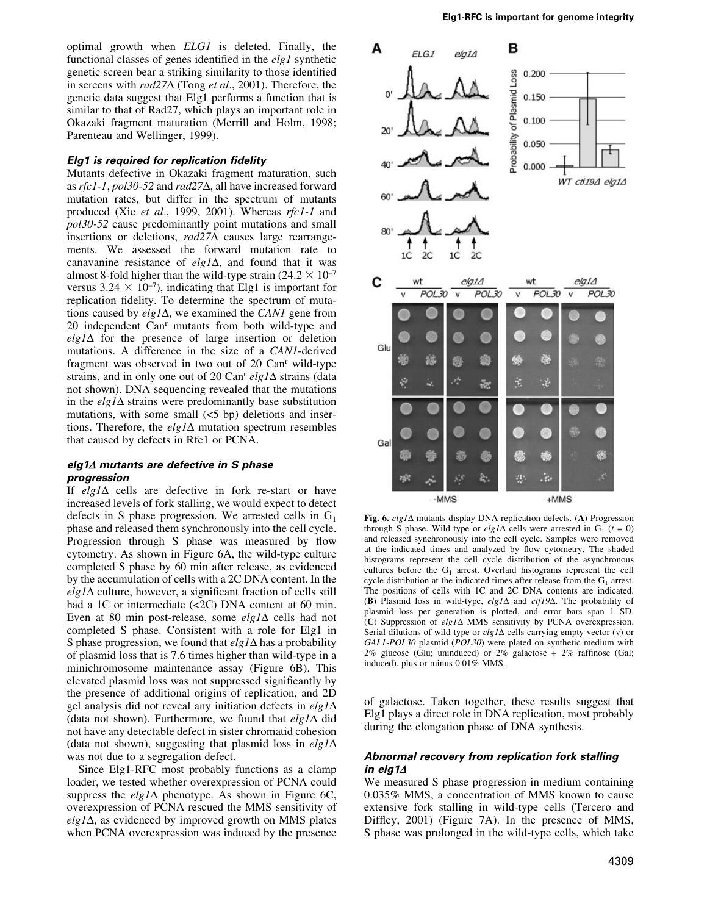optimal growth when *ELG1* is deleted. Finally, the functional classes of genes identified in the *elg1* synthetic genetic screen bear a striking similarity to those identified in screens with *rad27*Δ (Tong *et al*., 2001). Therefore, the genetic data suggest that Elg1 performs a function that is similar to that of Rad27, which plays an important role in Okazaki fragment maturation (Merrill and Holm, 1998; Parenteau and Wellinger, 1999).

### Elg1 is required for replication fidelity

Mutants defective in Okazaki fragment maturation, such as *rfc1-1*, *pol30-52* and *rad27*Δ, all have increased forward mutation rates, but differ in the spectrum of mutants produced (Xie *et al*., 1999, 2001). Whereas *rfc1-1* and *pol30-52* cause predominantly point mutations and small insertions or deletions, *rad27*Δ causes large rearrangements. We assessed the forward mutation rate to canavanine resistance of *elg1*Δ, and found that it was almost 8-fold higher than the wild-type strain ($24.2 \times 10^{-7}$ versus $3.24 \times 10^{-7}$), indicating that Elg1 is important for replication fidelity. To determine the spectrum of mutations caused by *elg1*Δ, we examined the *CAN1* gene from 20 independent Can$^r$ mutants from both wild-type and *elg1*Δ for the presence of large insertion or deletion mutations. A difference in the size of a *CAN1*-derived fragment was observed in two out of 20 Can$^r$ wild-type strains, and in only one out of 20 Can$^r$ *elg1*Δ strains (data not shown). DNA sequencing revealed that the mutations in the *elg1*Δ strains were predominantly base substitution mutations, with some small (<5 bp) deletions and insertions. Therefore, the *elg1*Δ mutation spectrum resembles that caused by defects in Rfc1 or PCNA.

### *elg1*Δ mutants are defective in S phase progression

If *elg1*Δ cells are defective in fork re-start or have increased levels of fork stalling, we would expect to detect defects in S phase progression. We arrested cells in $G_1$ phase and released them synchronously into the cell cycle. Progression through S phase was measured by flow cytometry. As shown in Figure 6A, the wild-type culture completed S phase by 60 min after release, as evidenced by the accumulation of cells with a 2C DNA content. In the *elg1*Δ culture, however, a significant fraction of cells still had a 1C or intermediate (<2C) DNA content at 60 min. Even at 80 min post-release, some *elg1*Δ cells had not completed S phase. Consistent with a role for Elg1 in S phase progression, we found that *elg1*Δ has a probability of plasmid loss that is 7.6 times higher than wild-type in a minichromosome maintenance assay (Figure 6B). This elevated plasmid loss was not suppressed significantly by the presence of additional origins of replication, and 2D gel analysis did not reveal any initiation defects in *elg1*Δ (data not shown). Furthermore, we found that *elg1*Δ did not have any detectable defect in sister chromatid cohesion (data not shown), suggesting that plasmid loss in *elg1*Δ was not due to a segregation defect.

Since Elg1-RFC most probably functions as a clamp loader, we tested whether overexpression of PCNA could suppress the *elg1*Δ phenotype. As shown in Figure 6C, overexpression of PCNA rescued the MMS sensitivity of *elg1*Δ, as evidenced by improved growth on MMS plates when PCNA overexpression was induced by the presence of galactose. Taken together, these results suggest that Elg1 plays a direct role in DNA replication, most probably during the elongation phase of DNA synthesis.

**Fig. 6.** *elg1*Δ mutants display DNA replication defects. (**A**) Progression through S phase. Wild-type or *elg1*Δ cells were arrested in $G_1$ ($t = 0$) and released synchronously into the cell cycle. Samples were removed at the indicated times and analyzed by flow cytometry. The shaded histograms represent the cell cycle distribution of the asynchronous cultures before the $G_1$ arrest. Overlaid histograms represent the cell cycle distribution at the indicated times after release from the $G_1$ arrest. The positions of cells with 1C and 2C DNA contents are indicated. (**B**) Plasmid loss in wild-type, *elg1*Δ and *ctf19*Δ. The probability of plasmid loss per generation is plotted, and error bars span 1 SD. (**C**) Suppression of *elg1*Δ MMS sensitivity by PCNA overexpression. Serial dilutions of wild-type or *elg1*Δ cells carrying empty vector (v) or *GAL1-POL30* plasmid (*POL30*) were plated on synthetic medium with 2% glucose (Glu; uninduced) or 2% galactose + 2% raffinose (Gal; induced), plus or minus 0.01% MMS.

### Abnormal recovery from replication fork stalling in *elg1*Δ

We measured S phase progression in medium containing 0.035% MMS, a concentration of MMS known to cause extensive fork stalling in wild-type cells (Tercero and Diffley, 2001) (Figure 7A). In the presence of MMS, S phase was prolonged in the wild-type cells, which take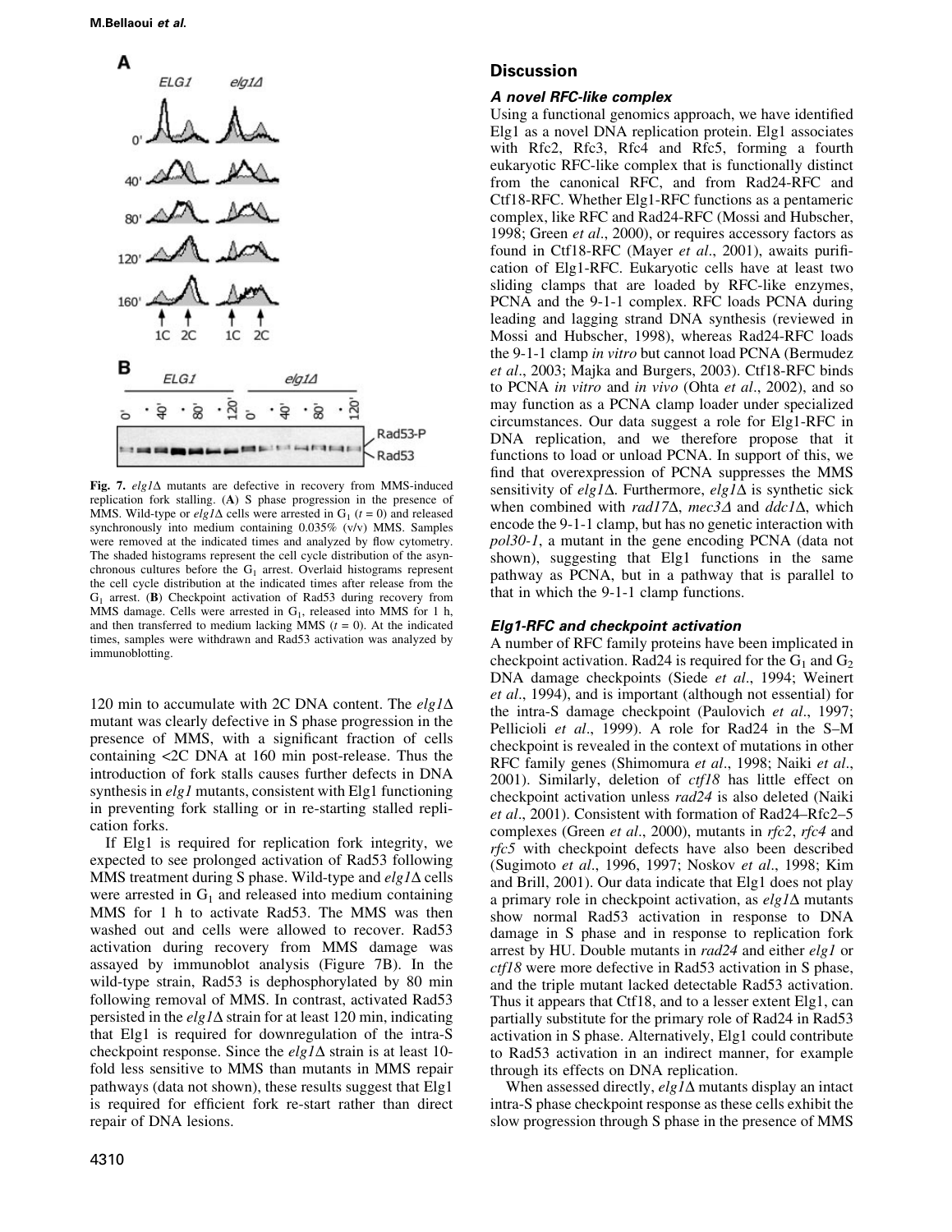**Fig. 7.** *elg1*Δ mutants are defective in recovery from MMS-induced replication fork stalling. (**A**) S phase progression in the presence of MMS. Wild-type or *elg1*Δ cells were arrested in $G_1$ ($t = 0$) and released synchronously into medium containing 0.035% (v/v) MMS. Samples were removed at the indicated times and analyzed by flow cytometry. The shaded histograms represent the cell cycle distribution of the asynchronous cultures before the $G_1$ arrest. Overlaid histograms represent the cell cycle distribution at the indicated times after release from the $G_1$ arrest. (**B**) Checkpoint activation of Rad53 during recovery from MMS damage. Cells were arrested in $G_1$, released into MMS for 1 h, and then transferred to medium lacking MMS ($t = 0$). At the indicated times, samples were withdrawn and Rad53 activation was analyzed by immunoblotting.

120 min to accumulate with 2C DNA content. The *elg1*Δ mutant was clearly defective in S phase progression in the presence of MMS, with a significant fraction of cells containing <2C DNA at 160 min post-release. Thus the introduction of fork stalls causes further defects in DNA synthesis in *elg1* mutants, consistent with Elg1 functioning in preventing fork stalling or in re-starting stalled replication forks.

If Elg1 is required for replication fork integrity, we expected to see prolonged activation of Rad53 following MMS treatment during S phase. Wild-type and *elg1*Δ cells were arrested in $G_1$ and released into medium containing MMS for 1 h to activate Rad53. The MMS was then washed out and cells were allowed to recover. Rad53 activation during recovery from MMS damage was assayed by immunoblot analysis (Figure 7B). In the wild-type strain, Rad53 is dephosphorylated by 80 min following removal of MMS. In contrast, activated Rad53 persisted in the *elg1*Δ strain for at least 120 min, indicating that Elg1 is required for downregulation of the intra-S checkpoint response. Since the *elg1*Δ strain is at least 10-fold less sensitive to MMS than mutants in MMS repair pathways (data not shown), these results suggest that Elg1 is required for efficient fork re-start rather than direct repair of DNA lesions.

## Discussion

### *A novel RFC-like complex*

Using a functional genomics approach, we have identified Elg1 as a novel DNA replication protein. Elg1 associates with Rfc2, Rfc3, Rfc4 and Rfc5, forming a fourth eukaryotic RFC-like complex that is functionally distinct from the canonical RFC, and from Rad24-RFC and Ctf18-RFC. Whether Elg1-RFC functions as a pentameric complex, like RFC and Rad24-RFC (Mossi and Hubscher, 1998; Green *et al*., 2000), or requires accessory factors as found in Ctf18-RFC (Mayer *et al*., 2001), awaits purification of Elg1-RFC. Eukaryotic cells have at least two sliding clamps that are loaded by RFC-like enzymes, PCNA and the 9-1-1 complex. RFC loads PCNA during leading and lagging strand DNA synthesis (reviewed in Mossi and Hubscher, 1998), whereas Rad24-RFC loads the 9-1-1 clamp *in vitro* but cannot load PCNA (Bermudez *et al*., 2003; Majka and Burgers, 2003). Ctf18-RFC binds to PCNA *in vitro* and *in vivo* (Ohta *et al*., 2002), and so may function as a PCNA clamp loader under specialized circumstances. Our data suggest a role for Elg1-RFC in DNA replication, and we therefore propose that it functions to load or unload PCNA. In support of this, we find that overexpression of PCNA suppresses the MMS sensitivity of *elg1*Δ. Furthermore, *elg1*Δ is synthetic sick when combined with *rad17*Δ, *mec3*Δ and *ddc1*Δ, which encode the 9-1-1 clamp, but has no genetic interaction with *pol30-1*, a mutant in the gene encoding PCNA (data not shown), suggesting that Elg1 functions in the same pathway as PCNA, but in a pathway that is parallel to that in which the 9-1-1 clamp functions.

### *Elg1-RFC and checkpoint activation*

A number of RFC family proteins have been implicated in checkpoint activation. Rad24 is required for the $G_1$ and $G_2$ DNA damage checkpoints (Siede *et al*., 1994; Weinert *et al*., 1994), and is important (although not essential) for the intra-S damage checkpoint (Paulovich *et al*., 1997; Pellicioli *et al*., 1999). A role for Rad24 in the S–M checkpoint is revealed in the context of mutations in other RFC family genes (Shimomura *et al*., 1998; Naiki *et al*., 2001). Similarly, deletion of *ctf18* has little effect on checkpoint activation unless *rad24* is also deleted (Naiki *et al*., 2001). Consistent with formation of Rad24–Rfc2–5 complexes (Green *et al*., 2000), mutants in *rfc2*, *rfc4* and *rfc5* with checkpoint defects have also been described (Sugimoto *et al*., 1996, 1997; Noskov *et al*., 1998; Kim and Brill, 2001). Our data indicate that Elg1 does not play a primary role in checkpoint activation, as *elg1*Δ mutants show normal Rad53 activation in response to DNA damage in S phase and in response to replication fork arrest by HU. Double mutants in *rad24* and either *elg1* or *ctf18* were more defective in Rad53 activation in S phase, and the triple mutant lacked detectable Rad53 activation. Thus it appears that Ctf18, and to a lesser extent Elg1, can partially substitute for the primary role of Rad24 in Rad53 activation in S phase. Alternatively, Elg1 could contribute to Rad53 activation in an indirect manner, for example through its effects on DNA replication.

When assessed directly, *elg1*Δ mutants display an intact intra-S phase checkpoint response as these cells exhibit the slow progression through S phase in the presence of MMS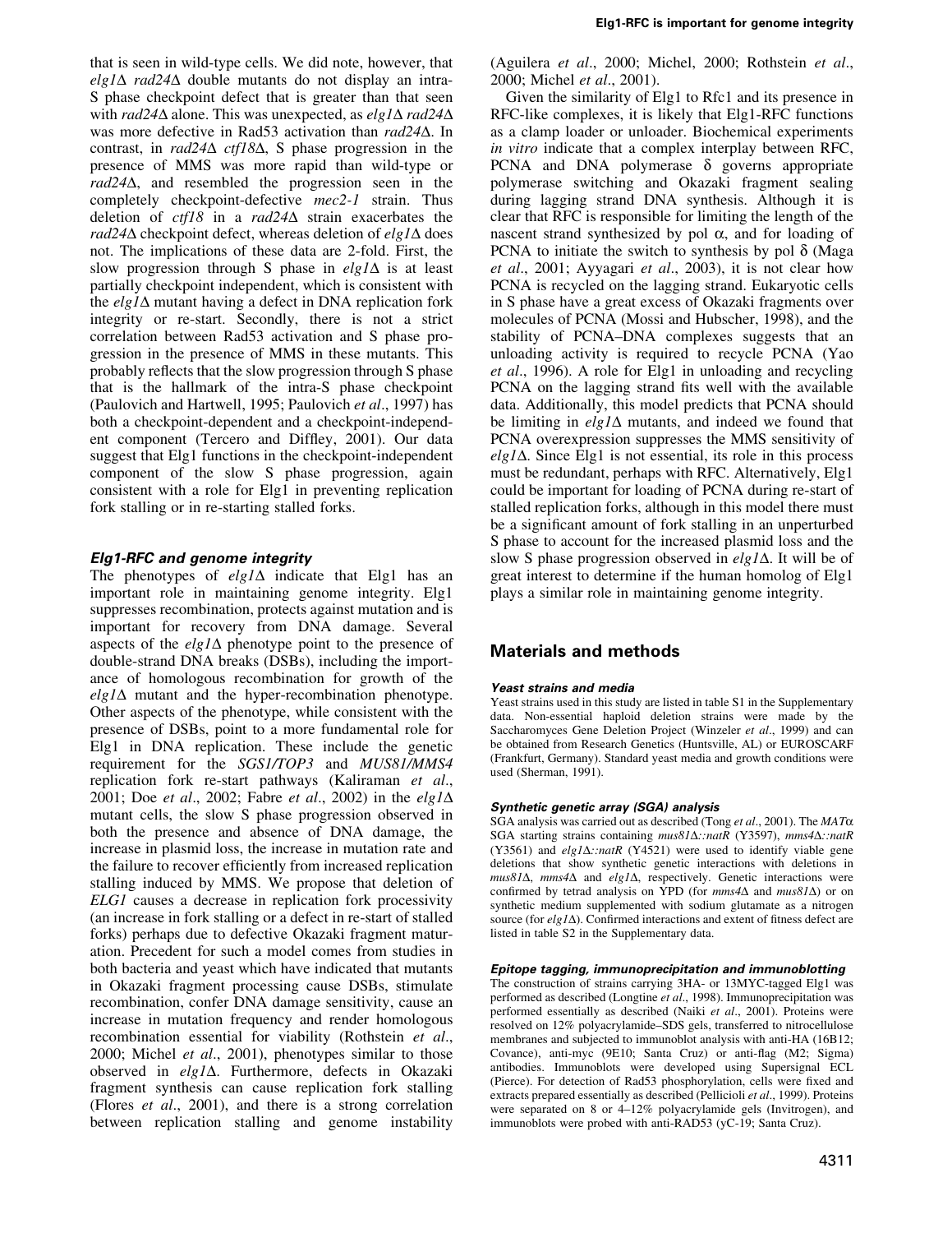that is seen in wild-type cells. We did note, however, that *elg1*Δ *rad24*Δ double mutants do not display an intra-S phase checkpoint defect that is greater than that seen with *rad24*Δ alone. This was unexpected, as *elg1*Δ *rad24*Δ was more defective in Rad53 activation than *rad24*Δ. In contrast, in *rad24*Δ *ctf18*Δ, S phase progression in the presence of MMS was more rapid than wild-type or *rad24*Δ, and resembled the progression seen in the completely checkpoint-defective *mec2-1* strain. Thus deletion of *ctf18* in a *rad24*Δ strain exacerbates the *rad24*Δ checkpoint defect, whereas deletion of *elg1*Δ does not. The implications of these data are 2-fold. First, the slow progression through S phase in *elg1*Δ is at least partially checkpoint independent, which is consistent with the *elg1*Δ mutant having a defect in DNA replication fork integrity or re-start. Secondly, there is not a strict correlation between Rad53 activation and S phase progression in the presence of MMS in these mutants. This probably reflects that the slow progression through S phase that is the hallmark of the intra-S phase checkpoint (Paulovich and Hartwell, 1995; Paulovich *et al*., 1997) has both a checkpoint-dependent and a checkpoint-independent component (Tercero and Diffley, 2001). Our data suggest that Elg1 functions in the checkpoint-independent component of the slow S phase progression, again consistent with a role for Elg1 in preventing replication fork stalling or in re-starting stalled forks.

### Elg1-RFC and genome integrity

The phenotypes of *elg1*Δ indicate that Elg1 has an important role in maintaining genome integrity. Elg1 suppresses recombination, protects against mutation and is important for recovery from DNA damage. Several aspects of the *elg1*Δ phenotype point to the presence of double-strand DNA breaks (DSBs), including the importance of homologous recombination for growth of the *elg1*Δ mutant and the hyper-recombination phenotype. Other aspects of the phenotype, while consistent with the presence of DSBs, point to a more fundamental role for Elg1 in DNA replication. These include the genetic requirement for the *SGS1/TOP3* and *MUS81/MMS4* replication fork re-start pathways (Kaliraman *et al*., 2001; Doe *et al*., 2002; Fabre *et al*., 2002) in the *elg1*Δ mutant cells, the slow S phase progression observed in both the presence and absence of DNA damage, the increase in plasmid loss, the increase in mutation rate and the failure to recover efficiently from increased replication stalling induced by MMS. We propose that deletion of *ELG1* causes a decrease in replication fork processivity (an increase in fork stalling or a defect in re-start of stalled forks) perhaps due to defective Okazaki fragment maturation. Precedent for such a model comes from studies in both bacteria and yeast which have indicated that mutants in Okazaki fragment processing cause DSBs, stimulate recombination, confer DNA damage sensitivity, cause an increase in mutation frequency and render homologous recombination essential for viability (Rothstein *et al*., 2000; Michel *et al*., 2001), phenotypes similar to those observed in *elg1*Δ. Furthermore, defects in Okazaki fragment synthesis can cause replication fork stalling (Flores *et al*., 2001), and there is a strong correlation between replication stalling and genome instability (Aguilera *et al*., 2000; Michel, 2000; Rothstein *et al*., 2000; Michel *et al*., 2001).

Given the similarity of Elg1 to Rfc1 and its presence in RFC-like complexes, it is likely that Elg1-RFC functions as a clamp loader or unloader. Biochemical experiments *in vitro* indicate that a complex interplay between RFC, PCNA and DNA polymerase δ governs appropriate polymerase switching and Okazaki fragment sealing during lagging strand DNA synthesis. Although it is clear that RFC is responsible for limiting the length of the nascent strand synthesized by pol α, and for loading of PCNA to initiate the switch to synthesis by pol δ (Maga *et al*., 2001; Ayyagari *et al*., 2003), it is not clear how PCNA is recycled on the lagging strand. Eukaryotic cells in S phase have a great excess of Okazaki fragments over molecules of PCNA (Mossi and Hubscher, 1998), and the stability of PCNA–DNA complexes suggests that an unloading activity is required to recycle PCNA (Yao *et al*., 1996). A role for Elg1 in unloading and recycling PCNA on the lagging strand fits well with the available data. Additionally, this model predicts that PCNA should be limiting in *elg1*Δ mutants, and indeed we found that PCNA overexpression suppresses the MMS sensitivity of *elg1*Δ. Since Elg1 is not essential, its role in this process must be redundant, perhaps with RFC. Alternatively, Elg1 could be important for loading of PCNA during re-start of stalled replication forks, although in this model there must be a significant amount of fork stalling in an unperturbed S phase to account for the increased plasmid loss and the slow S phase progression observed in *elg1*Δ. It will be of great interest to determine if the human homolog of Elg1 plays a similar role in maintaining genome integrity.

## Materials and methods

### Yeast strains and media

Yeast strains used in this study are listed in table S1 in the Supplementary data. Non-essential haploid deletion strains were made by the Saccharomyces Gene Deletion Project (Winzeler *et al*., 1999) and can be obtained from Research Genetics (Huntsville, AL) or EUROSCARF (Frankfurt, Germany). Standard yeast media and growth conditions were used (Sherman, 1991).

### Synthetic genetic array (SGA) analysis

SGA analysis was carried out as described (Tong *et al*., 2001). The *MAT*α SGA starting strains containing *mus81*Δ*::natR* (Y3597), *mms4*Δ*::natR* (Y3561) and *elg1*Δ*::natR* (Y4521) were used to identify viable gene deletions that show synthetic genetic interactions with deletions in *mus81*Δ, *mms4*Δ and *elg1*Δ, respectively. Genetic interactions were confirmed by tetrad analysis on YPD (for *mms4*Δ and *mus81*Δ) or on synthetic medium supplemented with sodium glutamate as a nitrogen source (for *elg1*Δ). Confirmed interactions and extent of fitness defect are listed in table S2 in the Supplementary data.

### Epitope tagging, immunoprecipitation and immunoblotting

The construction of strains carrying 3HA- or 13MYC-tagged Elg1 was performed as described (Longtine *et al*., 1998). Immunoprecipitation was performed essentially as described (Naiki *et al*., 2001). Proteins were resolved on 12% polyacrylamide–SDS gels, transferred to nitrocellulose membranes and subjected to immunoblot analysis with anti-HA (16B12; Covance), anti-myc (9E10; Santa Cruz) or anti-flag (M2; Sigma) antibodies. Immunoblots were developed using Supersignal ECL (Pierce). For detection of Rad53 phosphorylation, cells were fixed and extracts prepared essentially as described (Pellicioli *et al*., 1999). Proteins were separated on 8 or 4–12% polyacrylamide gels (Invitrogen), and immunoblots were probed with anti-RAD53 (yC-19; Santa Cruz).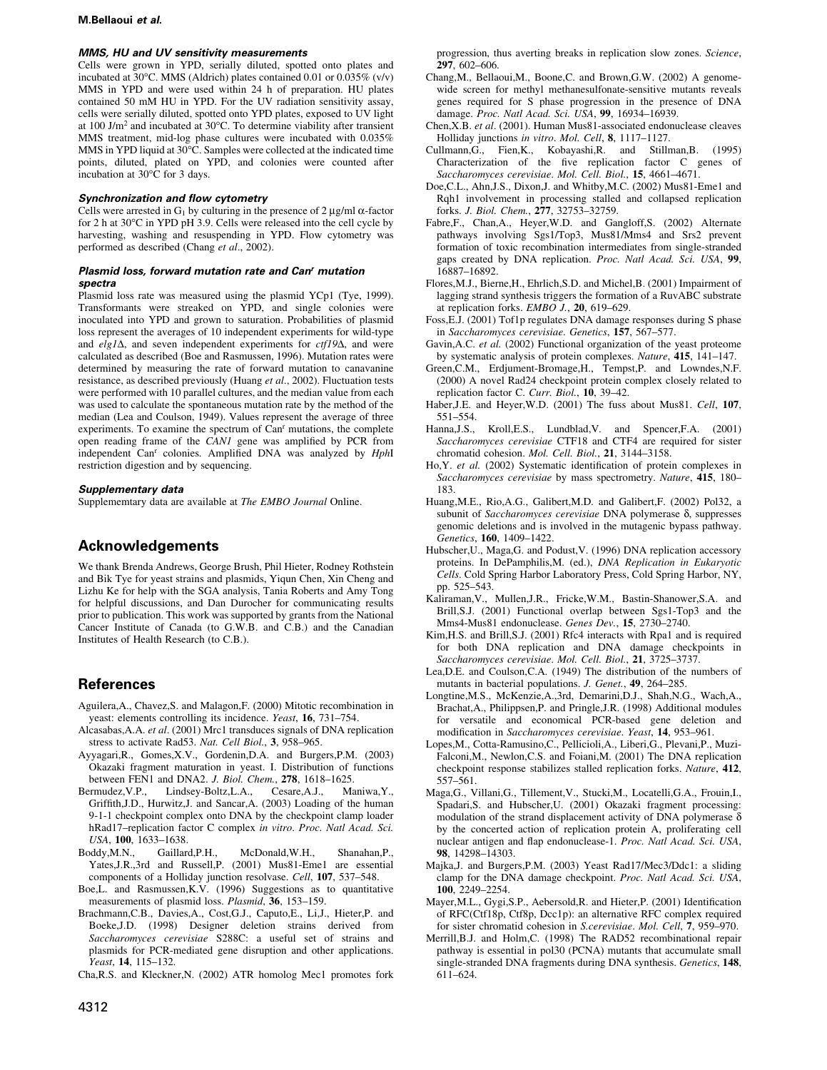#### MMS, HU and UV sensitivity measurements

Cells were grown in YPD, serially diluted, spotted onto plates and incubated at 30°C. MMS (Aldrich) plates contained 0.01 or 0.035% (v/v) MMS in YPD and were used within 24 h of preparation. HU plates contained 50 mM HU in YPD. For the UV radiation sensitivity assay, cells were serially diluted, spotted onto YPD plates, exposed to UV light at 100 J/m$^2$ and incubated at 30°C. To determine viability after transient MMS treatment, mid-log phase cultures were incubated with 0.035% MMS in YPD liquid at 30°C. Samples were collected at the indicated time points, diluted, plated on YPD, and colonies were counted after incubation at 30°C for 3 days.

#### Synchronization and flow cytometry

Cells were arrested in $G_1$ by culturing in the presence of 2 μg/ml α-factor for 2 h at 30°C in YPD pH 3.9. Cells were released into the cell cycle by harvesting, washing and resuspending in YPD. Flow cytometry was performed as described (Chang *et al*., 2002).

#### Plasmid loss, forward mutation rate and Can$^r$ mutation spectra

Plasmid loss rate was measured using the plasmid YCp1 (Tye, 1999). Transformants were streaked on YPD, and single colonies were inoculated into YPD and grown to saturation. Probabilities of plasmid loss represent the averages of 10 independent experiments for wild-type and *elg1*Δ, and seven independent experiments for *ctf19*Δ, and were calculated as described (Boe and Rasmussen, 1996). Mutation rates were determined by measuring the rate of forward mutation to canavanine resistance, as described previously (Huang *et al*., 2002). Fluctuation tests were performed with 10 parallel cultures, and the median value from each was used to calculate the spontaneous mutation rate by the method of the median (Lea and Coulson, 1949). Values represent the average of three experiments. To examine the spectrum of Can$^r$ mutations, the complete open reading frame of the *CAN1* gene was amplified by PCR from independent Can$^r$ colonies. Amplified DNA was analyzed by *Hph*I restriction digestion and by sequencing.

#### Supplementary data

Supplememtary data are available at *The EMBO Journal* Online.

## Acknowledgements

We thank Brenda Andrews, George Brush, Phil Hieter, Rodney Rothstein and Bik Tye for yeast strains and plasmids, Yiqun Chen, Xin Cheng and Lizhu Ke for help with the SGA analysis, Tania Roberts and Amy Tong for helpful discussions, and Dan Durocher for communicating results prior to publication. This work was supported by grants from the National Cancer Institute of Canada (to G.W.B. and C.B.) and the Canadian Institutes of Health Research (to C.B.).

## References

Aguilera,A., Chavez,S. and Malagon,F. (2000) Mitotic recombination in yeast: elements controlling its incidence. *Yeast*, **16**, 731–754.

Alcasabas,A.A. *et al*. (2001) Mrc1 transduces signals of DNA replication stress to activate Rad53. *Nat. Cell Biol.*, **3**, 958–965.

Ayyagari,R., Gomes,X.V., Gordenin,D.A. and Burgers,P.M. (2003) Okazaki fragment maturation in yeast. I. Distribution of functions between FEN1 and DNA2. *J. Biol. Chem.*, **278**, 1618–1625.

Bermudez,V.P., Lindsey-Boltz,L.A., Cesare,A.J., Maniwa,Y., Griffith,J.D., Hurwitz,J. and Sancar,A. (2003) Loading of the human 9-1-1 checkpoint complex onto DNA by the checkpoint clamp loader hRad17–replication factor C complex *in vitro*. *Proc. Natl Acad. Sci. USA*, **100**, 1633–1638.

Boddy,M.N., Gaillard,P.H., McDonald,W.H., Shanahan,P., Yates,J.R.,3rd and Russell,P. (2001) Mus81-Eme1 are essential components of a Holliday junction resolvase. *Cell*, **107**, 537–548.

Boe,L. and Rasmussen,K.V. (1996) Suggestions as to quantitative measurements of plasmid loss. *Plasmid*, **36**, 153–159.

Brachmann,C.B., Davies,A., Cost,G.J., Caputo,E., Li,J., Hieter,P. and Boeke,J.D. (1998) Designer deletion strains derived from *Saccharomyces cerevisiae* S288C: a useful set of strains and plasmids for PCR-mediated gene disruption and other applications. *Yeast*, **14**, 115–132.

Cha,R.S. and Kleckner,N. (2002) ATR homolog Mec1 promotes fork progression, thus averting breaks in replication slow zones. *Science*, **297**, 602–606.

Chang,M., Bellaoui,M., Boone,C. and Brown,G.W. (2002) A genome-wide screen for methyl methanesulfonate-sensitive mutants reveals genes required for S phase progression in the presence of DNA damage. *Proc. Natl Acad. Sci. USA*, **99**, 16934–16939.

Chen,X.B. *et al*. (2001). Human Mus81-associated endonuclease cleaves Holliday junctions *in vitro*. *Mol. Cell*, **8**, 1117–1127.

Cullmann,G., Fien,K., Kobayashi,R. and Stillman,B. (1995) Characterization of the five replication factor C genes of *Saccharomyces cerevisiae*. *Mol. Cell. Biol.*, **15**, 4661–4671.

Doe,C.L., Ahn,J.S., Dixon,J. and Whitby,M.C. (2002) Mus81-Eme1 and Rqh1 involvement in processing stalled and collapsed replication forks. *J. Biol. Chem.*, **277**, 32753–32759.

Fabre,F., Chan,A., Heyer,W.D. and Gangloff,S. (2002) Alternate pathways involving Sgs1/Top3, Mus81/Mms4 and Srs2 prevent formation of toxic recombination intermediates from single-stranded gaps created by DNA replication. *Proc. Natl Acad. Sci. USA*, **99**, 16887–16892.

Flores,M.J., Bierne,H., Ehrlich,S.D. and Michel,B. (2001) Impairment of lagging strand synthesis triggers the formation of a RuvABC substrate at replication forks. *EMBO J.*, **20**, 619–629.

Foss,E.J. (2001) Tof1p regulates DNA damage responses during S phase in *Saccharomyces cerevisiae*. *Genetics*, **157**, 567–577.

Gavin,A.C. *et al.* (2002) Functional organization of the yeast proteome by systematic analysis of protein complexes. *Nature*, **415**, 141–147.

Green,C.M., Erdjument-Bromage,H., Tempst,P. and Lowndes,N.F. (2000) A novel Rad24 checkpoint protein complex closely related to replication factor C. *Curr. Biol.*, **10**, 39–42.

Haber,J.E. and Heyer,W.D. (2001) The fuss about Mus81. *Cell*, **107**, 551–554.

Hanna,J.S., Kroll,E.S., Lundblad,V. and Spencer,F.A. (2001) *Saccharomyces cerevisiae* CTF18 and CTF4 are required for sister chromatid cohesion. *Mol. Cell. Biol.*, **21**, 3144–3158.

Ho,Y. *et al.* (2002) Systematic identification of protein complexes in *Saccharomyces cerevisiae* by mass spectrometry. *Nature*, **415**, 180–183.

Huang,M.E., Rio,A.G., Galibert,M.D. and Galibert,F. (2002) Pol32, a subunit of *Saccharomyces cerevisiae* DNA polymerase δ, suppresses genomic deletions and is involved in the mutagenic bypass pathway. *Genetics*, **160**, 1409–1422.

Hubscher,U., Maga,G. and Podust,V. (1996) DNA replication accessory proteins. In DePamphilis,M. (ed.), *DNA Replication in Eukaryotic Cells*. Cold Spring Harbor Laboratory Press, Cold Spring Harbor, NY, pp. 525–543.

Kaliraman,V., Mullen,J.R., Fricke,W.M., Bastin-Shanower,S.A. and Brill,S.J. (2001) Functional overlap between Sgs1-Top3 and the Mms4-Mus81 endonuclease. *Genes Dev.*, **15**, 2730–2740.

Kim,H.S. and Brill,S.J. (2001) Rfc4 interacts with Rpa1 and is required for both DNA replication and DNA damage checkpoints in *Saccharomyces cerevisiae*. *Mol. Cell. Biol.*, **21**, 3725–3737.

Lea,D.E. and Coulson,C.A. (1949) The distribution of the numbers of mutants in bacterial populations. *J. Genet.*, **49**, 264–285.

Longtine,M.S., McKenzie,A.,3rd, Demarini,D.J., Shah,N.G., Wach,A., Brachat,A., Philippsen,P. and Pringle,J.R. (1998) Additional modules for versatile and economical PCR-based gene deletion and modification in *Saccharomyces cerevisiae*. *Yeast*, **14**, 953–961.

Lopes,M., Cotta-Ramusino,C., Pellicioli,A., Liberi,G., Plevani,P., Muzi-Falconi,M., Newlon,C.S. and Foiani,M. (2001) The DNA replication checkpoint response stabilizes stalled replication forks. *Nature*, **412**, 557–561.

Maga,G., Villani,G., Tillement,V., Stucki,M., Locatelli,G.A., Frouin,I., Spadari,S. and Hubscher,U. (2001) Okazaki fragment processing: modulation of the strand displacement activity of DNA polymerase δ by the concerted action of replication protein A, proliferating cell nuclear antigen and flap endonuclease-1. *Proc. Natl Acad. Sci. USA*, **98**, 14298–14303.

Majka,J. and Burgers,P.M. (2003) Yeast Rad17/Mec3/Ddc1: a sliding clamp for the DNA damage checkpoint. *Proc. Natl Acad. Sci. USA*, **100**, 2249–2254.

Mayer,M.L., Gygi,S.P., Aebersold,R. and Hieter,P. (2001) Identification of RFC(Ctf18p, Ctf8p, Dcc1p): an alternative RFC complex required for sister chromatid cohesion in *S.cerevisiae*. *Mol. Cell*, **7**, 959–970.

Merrill,B.J. and Holm,C. (1998) The RAD52 recombinational repair pathway is essential in pol30 (PCNA) mutants that accumulate small single-stranded DNA fragments during DNA synthesis. *Genetics*, **148**, 611–624.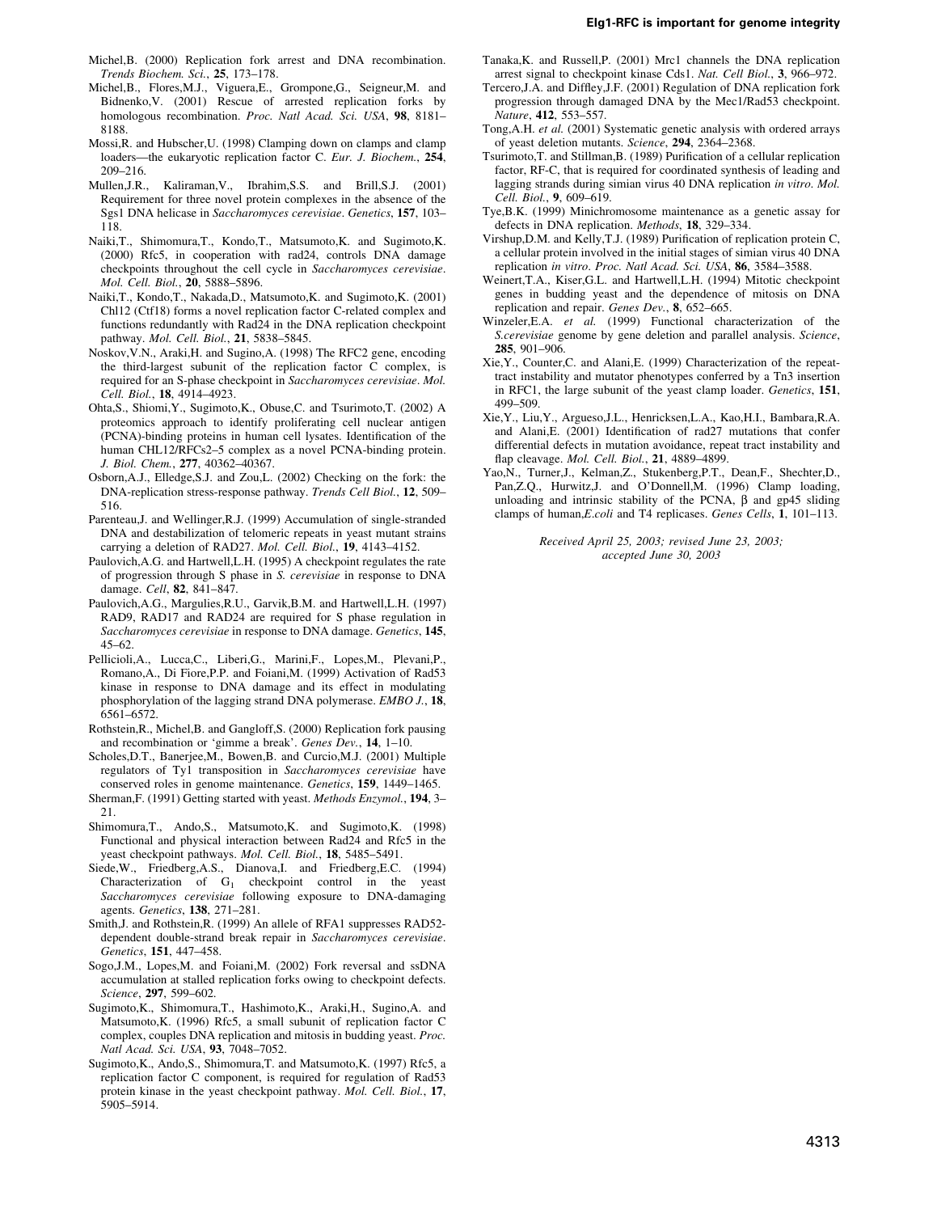Michel,B. (2000) Replication fork arrest and DNA recombination. *Trends Biochem. Sci.*, **25**, 173–178.

Michel,B., Flores,M.J., Viguera,E., Grompone,G., Seigneur,M. and Bidnenko,V. (2001) Rescue of arrested replication forks by homologous recombination. *Proc. Natl Acad. Sci. USA*, **98**, 8181–8188.

Mossi,R. and Hubscher,U. (1998) Clamping down on clamps and clamp loaders—the eukaryotic replication factor C. *Eur. J. Biochem.*, **254**, 209–216.

Mullen,J.R., Kaliraman,V., Ibrahim,S.S. and Brill,S.J. (2001) Requirement for three novel protein complexes in the absence of the Sgs1 DNA helicase in *Saccharomyces cerevisiae*. *Genetics*, **157**, 103–118.

Naiki,T., Shimomura,T., Kondo,T., Matsumoto,K. and Sugimoto,K. (2000) Rfc5, in cooperation with rad24, controls DNA damage checkpoints throughout the cell cycle in *Saccharomyces cerevisiae*. *Mol. Cell. Biol.*, **20**, 5888–5896.

Naiki,T., Kondo,T., Nakada,D., Matsumoto,K. and Sugimoto,K. (2001) Chl12 (Ctf18) forms a novel replication factor C-related complex and functions redundantly with Rad24 in the DNA replication checkpoint pathway. *Mol. Cell. Biol.*, **21**, 5838–5845.

Noskov,V.N., Araki,H. and Sugino,A. (1998) The RFC2 gene, encoding the third-largest subunit of the replication factor C complex, is required for an S-phase checkpoint in *Saccharomyces cerevisiae*. *Mol. Cell. Biol.*, **18**, 4914–4923.

Ohta,S., Shiomi,Y., Sugimoto,K., Obuse,C. and Tsurimoto,T. (2002) A proteomics approach to identify proliferating cell nuclear antigen (PCNA)-binding proteins in human cell lysates. Identification of the human CHL12/RFCs2–5 complex as a novel PCNA-binding protein. *J. Biol. Chem.*, **277**, 40362–40367.

Osborn,A.J., Elledge,S.J. and Zou,L. (2002) Checking on the fork: the DNA-replication stress-response pathway. *Trends Cell Biol.*, **12**, 509–516.

Parenteau,J. and Wellinger,R.J. (1999) Accumulation of single-stranded DNA and destabilization of telomeric repeats in yeast mutant strains carrying a deletion of RAD27. *Mol. Cell. Biol.*, **19**, 4143–4152.

Paulovich,A.G. and Hartwell,L.H. (1995) A checkpoint regulates the rate of progression through S phase in *S. cerevisiae* in response to DNA damage. *Cell*, **82**, 841–847.

Paulovich,A.G., Margulies,R.U., Garvik,B.M. and Hartwell,L.H. (1997) RAD9, RAD17 and RAD24 are required for S phase regulation in *Saccharomyces cerevisiae* in response to DNA damage. *Genetics*, **145**, 45–62.

Pellicioli,A., Lucca,C., Liberi,G., Marini,F., Lopes,M., Plevani,P., Romano,A., Di Fiore,P.P. and Foiani,M. (1999) Activation of Rad53 kinase in response to DNA damage and its effect in modulating phosphorylation of the lagging strand DNA polymerase. *EMBO J.*, **18**, 6561–6572.

Rothstein,R., Michel,B. and Gangloff,S. (2000) Replication fork pausing and recombination or 'gimme a break'. *Genes Dev.*, **14**, 1–10.

Scholes,D.T., Banerjee,M., Bowen,B. and Curcio,M.J. (2001) Multiple regulators of Ty1 transposition in *Saccharomyces cerevisiae* have conserved roles in genome maintenance. *Genetics*, **159**, 1449–1465.

Sherman,F. (1991) Getting started with yeast. *Methods Enzymol.*, **194**, 3–21.

Shimomura,T., Ando,S., Matsumoto,K. and Sugimoto,K. (1998) Functional and physical interaction between Rad24 and Rfc5 in the yeast checkpoint pathways. *Mol. Cell. Biol.*, **18**, 5485–5491.

Siede,W., Friedberg,A.S., Dianova,I. and Friedberg,E.C. (1994) Characterization of $G_1$ checkpoint control in the yeast *Saccharomyces cerevisiae* following exposure to DNA-damaging agents. *Genetics*, **138**, 271–281.

Smith,J. and Rothstein,R. (1999) An allele of RFA1 suppresses RAD52-dependent double-strand break repair in *Saccharomyces cerevisiae*. *Genetics*, **151**, 447–458.

Sogo,J.M., Lopes,M. and Foiani,M. (2002) Fork reversal and ssDNA accumulation at stalled replication forks owing to checkpoint defects. *Science*, **297**, 599–602.

Sugimoto,K., Shimomura,T., Hashimoto,K., Araki,H., Sugino,A. and Matsumoto,K. (1996) Rfc5, a small subunit of replication factor C complex, couples DNA replication and mitosis in budding yeast. *Proc. Natl Acad. Sci. USA*, **93**, 7048–7052.

Sugimoto,K., Ando,S., Shimomura,T. and Matsumoto,K. (1997) Rfc5, a replication factor C component, is required for regulation of Rad53 protein kinase in the yeast checkpoint pathway. *Mol. Cell. Biol.*, **17**, 5905–5914.

Tanaka,K. and Russell,P. (2001) Mrc1 channels the DNA replication arrest signal to checkpoint kinase Cds1. *Nat. Cell Biol.*, **3**, 966–972.

Tercero,J.A. and Diffley,J.F. (2001) Regulation of DNA replication fork progression through damaged DNA by the Mec1/Rad53 checkpoint. *Nature*, **412**, 553–557.

Tong,A.H. *et al.* (2001) Systematic genetic analysis with ordered arrays of yeast deletion mutants. *Science*, **294**, 2364–2368.

Tsurimoto,T. and Stillman,B. (1989) Purification of a cellular replication factor, RF-C, that is required for coordinated synthesis of leading and lagging strands during simian virus 40 DNA replication *in vitro*. *Mol. Cell. Biol.*, **9**, 609–619.

Tye,B.K. (1999) Minichromosome maintenance as a genetic assay for defects in DNA replication. *Methods*, **18**, 329–334.

Virshup,D.M. and Kelly,T.J. (1989) Purification of replication protein C, a cellular protein involved in the initial stages of simian virus 40 DNA replication *in vitro*. *Proc. Natl Acad. Sci. USA*, **86**, 3584–3588.

Weinert,T.A., Kiser,G.L. and Hartwell,L.H. (1994) Mitotic checkpoint genes in budding yeast and the dependence of mitosis on DNA replication and repair. *Genes Dev.*, **8**, 652–665.

Winzeler,E.A. *et al.* (1999) Functional characterization of the *S.cerevisiae* genome by gene deletion and parallel analysis. *Science*, **285**, 901–906.

Xie,Y., Counter,C. and Alani,E. (1999) Characterization of the repeat-tract instability and mutator phenotypes conferred by a Tn3 insertion in RFC1, the large subunit of the yeast clamp loader. *Genetics*, **151**, 499–509.

Xie,Y., Liu,Y., Argueso,J.L., Henricksen,L.A., Kao,H.I., Bambara,R.A. and Alani,E. (2001) Identification of rad27 mutations that confer differential defects in mutation avoidance, repeat tract instability and flap cleavage. *Mol. Cell. Biol.*, **21**, 4889–4899.

Yao,N., Turner,J., Kelman,Z., Stukenberg,P.T., Dean,F., Shechter,D., Pan,Z.Q., Hurwitz,J. and O'Donnell,M. (1996) Clamp loading, unloading and intrinsic stability of the PCNA, $\beta$ and gp45 sliding clamps of human,*E.coli* and T4 replicases. *Genes Cells*, **1**, 101–113.

*Received April 25, 2003; revised June 23, 2003; accepted June 30, 2003*